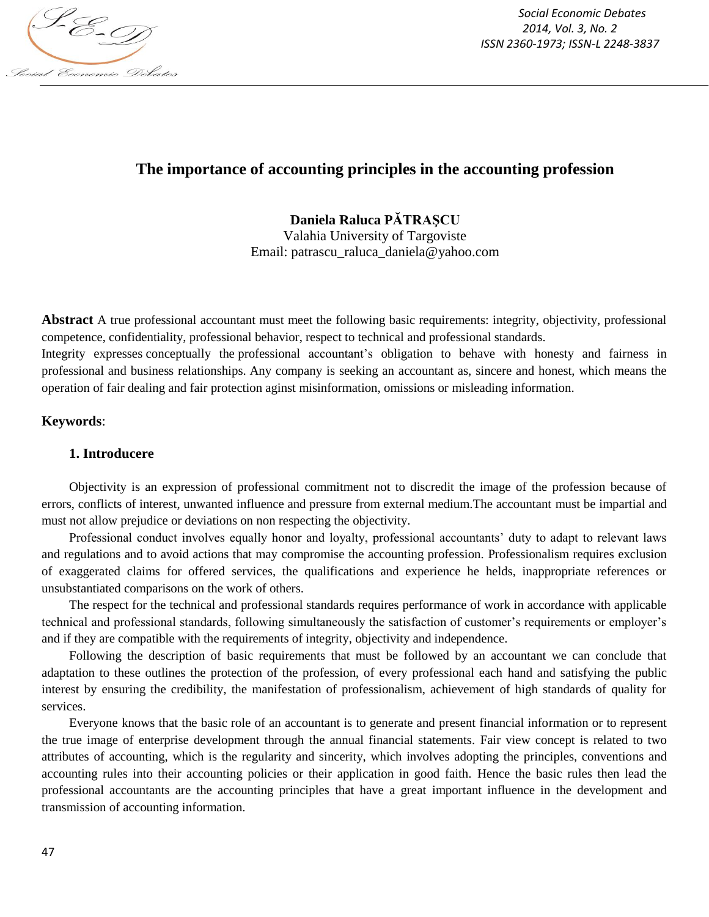# The importance of accounting principles in the accounting profession

**Daniela Raluca PĂTRAȘCU**
Valahia University of Targoviste
Email: patrascu_raluca_daniela@yahoo.com

**Abstract** A true professional accountant must meet the following basic requirements: integrity, objectivity, professional competence, confidentiality, professional behavior, respect to technical and professional standards.
Integrity expresses conceptually the professional accountant's obligation to behave with honesty and fairness in professional and business relationships. Any company is seeking an accountant as, sincere and honest, which means the operation of fair dealing and fair protection aginst misinformation, omissions or misleading information.

**Keywords**:

## 1. Introducere

Objectivity is an expression of professional commitment not to discredit the image of the profession because of errors, conflicts of interest, unwanted influence and pressure from external medium.The accountant must be impartial and must not allow prejudice or deviations on non respecting the objectivity.

Professional conduct involves equally honor and loyalty, professional accountants' duty to adapt to relevant laws and regulations and to avoid actions that may compromise the accounting profession. Professionalism requires exclusion of exaggerated claims for offered services, the qualifications and experience he helds, inappropriate references or unsubstantiated comparisons on the work of others.

The respect for the technical and professional standards requires performance of work in accordance with applicable technical and professional standards, following simultaneously the satisfaction of customer's requirements or employer's and if they are compatible with the requirements of integrity, objectivity and independence.

Following the description of basic requirements that must be followed by an accountant we can conclude that adaptation to these outlines the protection of the profession, of every professional each hand and satisfying the public interest by ensuring the credibility, the manifestation of professionalism, achievement of high standards of quality for services.

Everyone knows that the basic role of an accountant is to generate and present financial information or to represent the true image of enterprise development through the annual financial statements. Fair view concept is related to two attributes of accounting, which is the regularity and sincerity, which involves adopting the principles, conventions and accounting rules into their accounting policies or their application in good faith. Hence the basic rules then lead the professional accountants are the accounting principles that have a great important influence in the development and transmission of accounting information.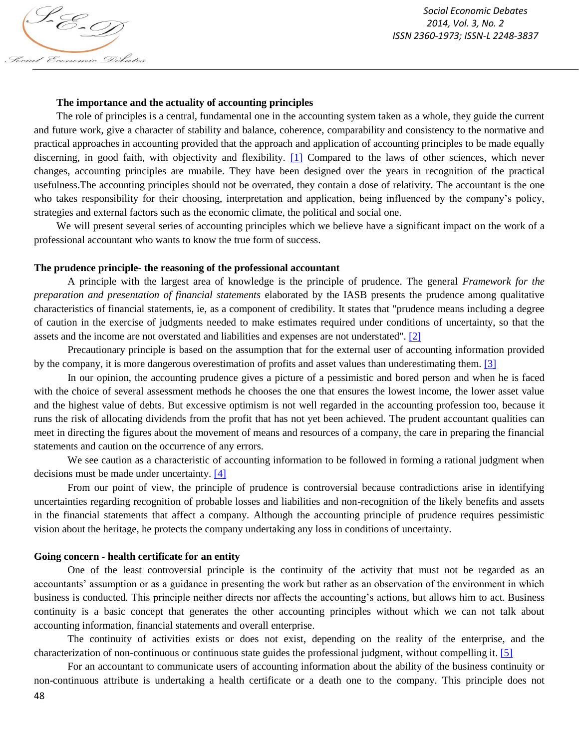**The importance and the actuality of accounting principles**

The role of principles is a central, fundamental one in the accounting system taken as a whole, they guide the current and future work, give a character of stability and balance, coherence, comparability and consistency to the normative and practical approaches in accounting provided that the approach and application of accounting principles to be made equally discerning, in good faith, with objectivity and flexibility. [1] Compared to the laws of other sciences, which never changes, accounting principles are muabile. They have been designed over the years in recognition of the practical usefulness.The accounting principles should not be overrated, they contain a dose of relativity. The accountant is the one who takes responsibility for their choosing, interpretation and application, being influenced by the company's policy, strategies and external factors such as the economic climate, the political and social one.

We will present several series of accounting principles which we believe have a significant impact on the work of a professional accountant who wants to know the true form of success.

**The prudence principle- the reasoning of the professional accountant**

A principle with the largest area of knowledge is the principle of prudence. The general *Framework for the preparation and presentation of financial statements* elaborated by the IASB presents the prudence among qualitative characteristics of financial statements, ie, as a component of credibility. It states that "prudence means including a degree of caution in the exercise of judgments needed to make estimates required under conditions of uncertainty, so that the assets and the income are not overstated and liabilities and expenses are not understated". [2]

Precautionary principle is based on the assumption that for the external user of accounting information provided by the company, it is more dangerous overestimation of profits and asset values than underestimating them. [3]

In our opinion, the accounting prudence gives a picture of a pessimistic and bored person and when he is faced with the choice of several assessment methods he chooses the one that ensures the lowest income, the lower asset value and the highest value of debts. But excessive optimism is not well regarded in the accounting profession too, because it runs the risk of allocating dividends from the profit that has not yet been achieved. The prudent accountant qualities can meet in directing the figures about the movement of means and resources of a company, the care in preparing the financial statements and caution on the occurrence of any errors.

We see caution as a characteristic of accounting information to be followed in forming a rational judgment when decisions must be made under uncertainty. [4]

From our point of view, the principle of prudence is controversial because contradictions arise in identifying uncertainties regarding recognition of probable losses and liabilities and non-recognition of the likely benefits and assets in the financial statements that affect a company. Although the accounting principle of prudence requires pessimistic vision about the heritage, he protects the company undertaking any loss in conditions of uncertainty.

**Going concern - health certificate for an entity**

One of the least controversial principle is the continuity of the activity that must not be regarded as an accountants' assumption or as a guidance in presenting the work but rather as an observation of the environment in which business is conducted. This principle neither directs nor affects the accounting's actions, but allows him to act. Business continuity is a basic concept that generates the other accounting principles without which we can not talk about accounting information, financial statements and overall enterprise.

The continuity of activities exists or does not exist, depending on the reality of the enterprise, and the characterization of non-continuous or continuous state guides the professional judgment, without compelling it. [5]

For an accountant to communicate users of accounting information about the ability of the business continuity or non-continuous attribute is undertaking a health certificate or a death one to the company. This principle does not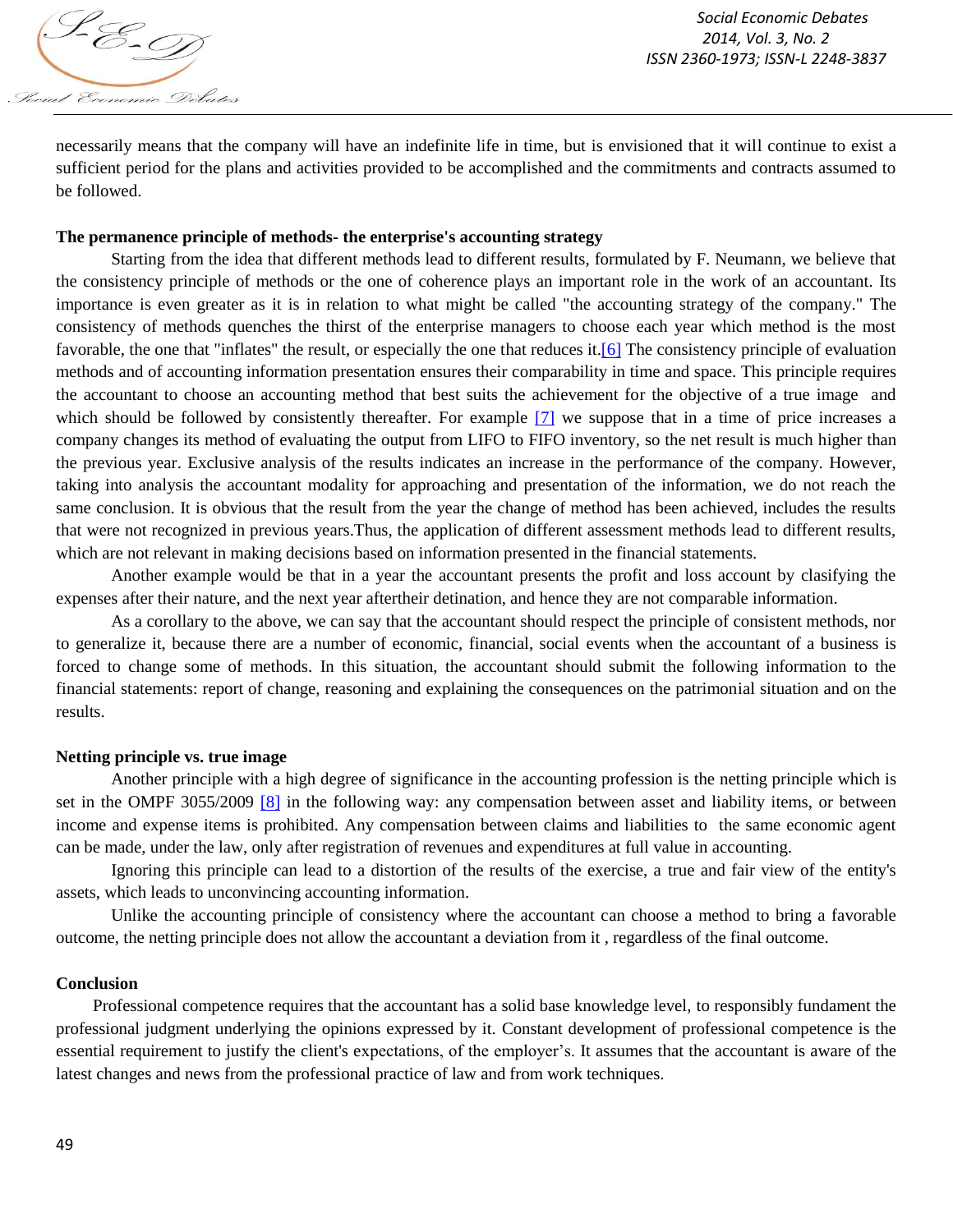necessarily means that the company will have an indefinite life in time, but is envisioned that it will continue to exist a sufficient period for the plans and activities provided to be accomplished and the commitments and contracts assumed to be followed.

**The permanence principle of methods- the enterprise's accounting strategy**

Starting from the idea that different methods lead to different results, formulated by F. Neumann, we believe that the consistency principle of methods or the one of coherence plays an important role in the work of an accountant. Its importance is even greater as it is in relation to what might be called "the accounting strategy of the company." The consistency of methods quenches the thirst of the enterprise managers to choose each year which method is the most favorable, the one that "inflates" the result, or especially the one that reduces it.[6] The consistency principle of evaluation methods and of accounting information presentation ensures their comparability in time and space. This principle requires the accountant to choose an accounting method that best suits the achievement for the objective of a true image and which should be followed by consistently thereafter. For example [7] we suppose that in a time of price increases a company changes its method of evaluating the output from LIFO to FIFO inventory, so the net result is much higher than the previous year. Exclusive analysis of the results indicates an increase in the performance of the company. However, taking into analysis the accountant modality for approaching and presentation of the information, we do not reach the same conclusion. It is obvious that the result from the year the change of method has been achieved, includes the results that were not recognized in previous years.Thus, the application of different assessment methods lead to different results, which are not relevant in making decisions based on information presented in the financial statements.

Another example would be that in a year the accountant presents the profit and loss account by clasifying the expenses after their nature, and the next year aftertheir detination, and hence they are not comparable information.

As a corollary to the above, we can say that the accountant should respect the principle of consistent methods, nor to generalize it, because there are a number of economic, financial, social events when the accountant of a business is forced to change some of methods. In this situation, the accountant should submit the following information to the financial statements: report of change, reasoning and explaining the consequences on the patrimonial situation and on the results.

**Netting principle vs. true image**

Another principle with a high degree of significance in the accounting profession is the netting principle which is set in the OMPF 3055/2009 [8] in the following way: any compensation between asset and liability items, or between income and expense items is prohibited. Any compensation between claims and liabilities to the same economic agent can be made, under the law, only after registration of revenues and expenditures at full value in accounting.

Ignoring this principle can lead to a distortion of the results of the exercise, a true and fair view of the entity's assets, which leads to unconvincing accounting information.

Unlike the accounting principle of consistency where the accountant can choose a method to bring a favorable outcome, the netting principle does not allow the accountant a deviation from it , regardless of the final outcome.

**Conclusion**

Professional competence requires that the accountant has a solid base knowledge level, to responsibly fundament the professional judgment underlying the opinions expressed by it. Constant development of professional competence is the essential requirement to justify the client's expectations, of the employer's. It assumes that the accountant is aware of the latest changes and news from the professional practice of law and from work techniques.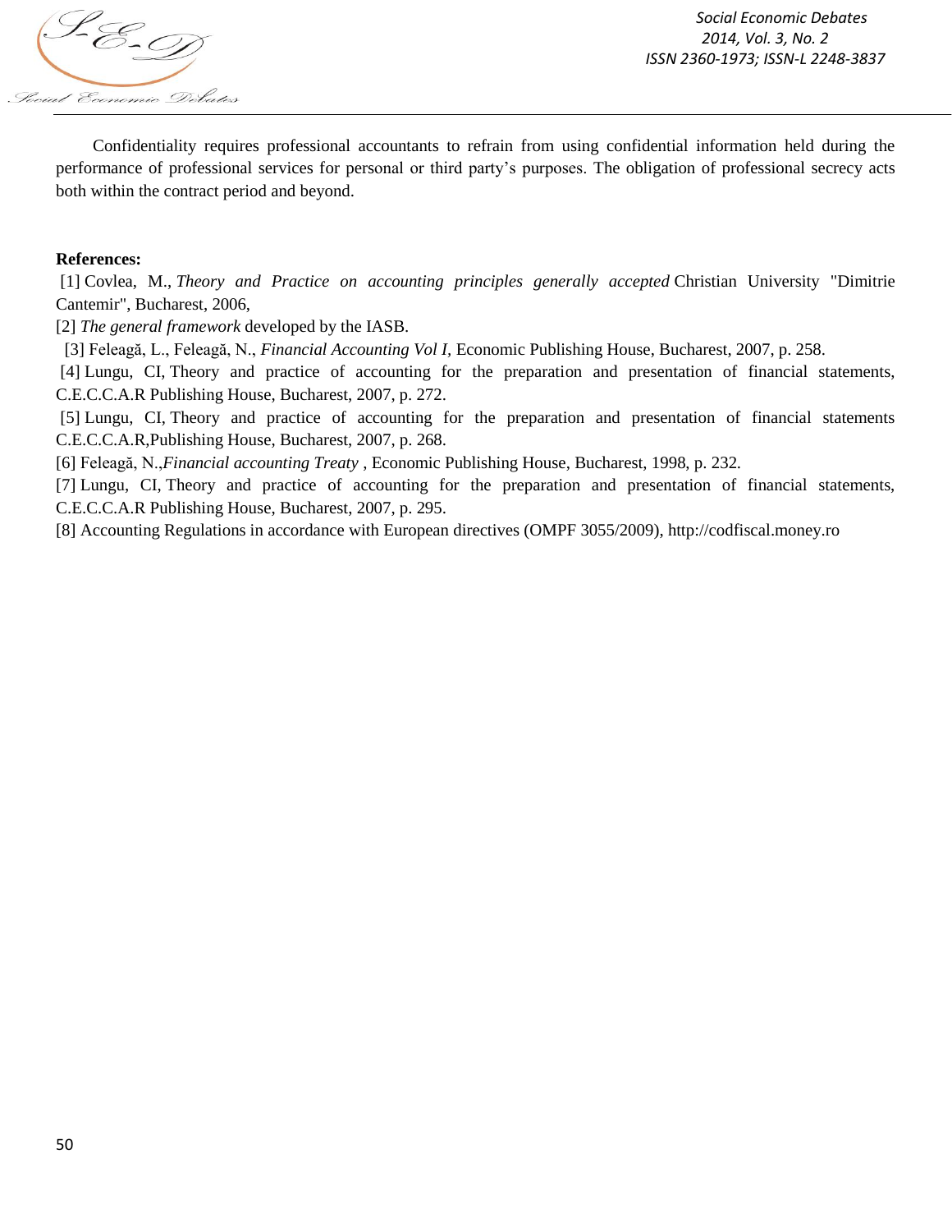Confidentiality requires professional accountants to refrain from using confidential information held during the performance of professional services for personal or third party's purposes. The obligation of professional secrecy acts both within the contract period and beyond.

**References:**

[1] Covlea, M., *Theory and Practice on accounting principles generally accepted* Christian University "Dimitrie Cantemir", Bucharest, 2006,

[2] *The general framework* developed by the IASB.

[3] Feleagă, L., Feleagă, N., *Financial Accounting Vol I,* Economic Publishing House, Bucharest, 2007, p. 258.

[4] Lungu, CI, Theory and practice of accounting for the preparation and presentation of financial statements, C.E.C.C.A.R Publishing House, Bucharest, 2007, p. 272.

[5] Lungu, CI, Theory and practice of accounting for the preparation and presentation of financial statements C.E.C.C.A.R,Publishing House, Bucharest, 2007, p. 268.

[6] Feleagă, N.,*Financial accounting Treaty* , Economic Publishing House, Bucharest, 1998, p. 232.

[7] Lungu, CI, Theory and practice of accounting for the preparation and presentation of financial statements, C.E.C.C.A.R Publishing House, Bucharest, 2007, p. 295.

[8] Accounting Regulations in accordance with European directives (OMPF 3055/2009), http://codfiscal.money.ro